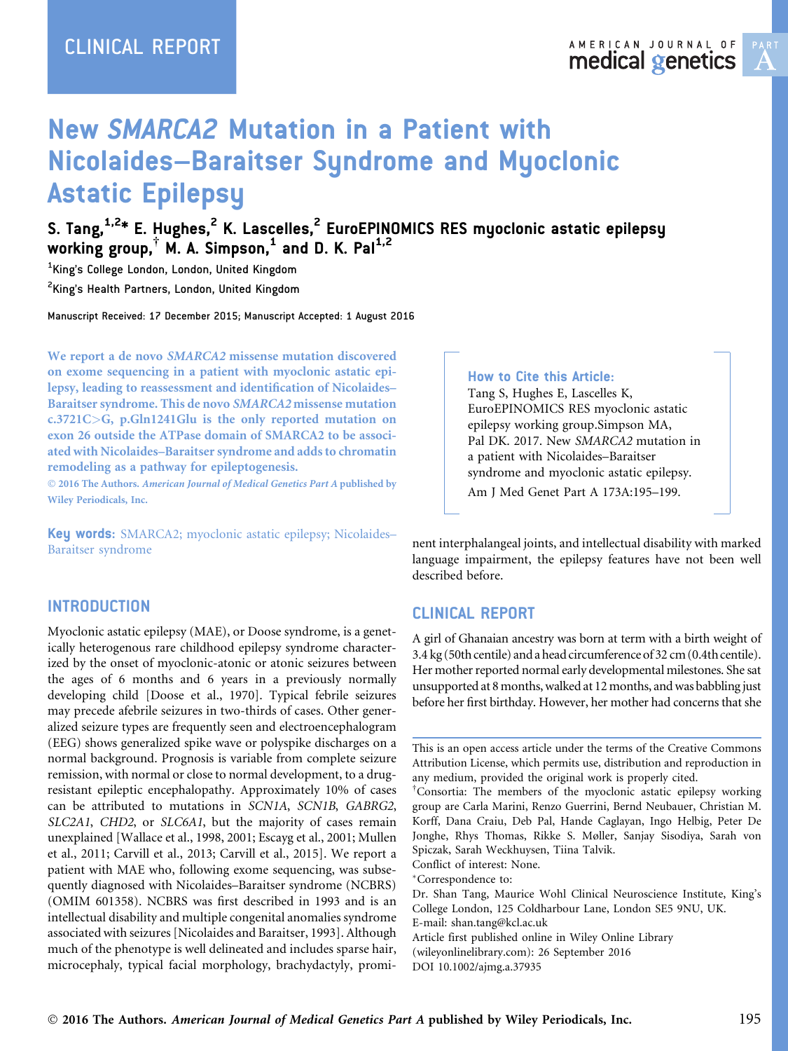CLINICAL REPORT

# New *SMARCA2* Mutation in a Patient with Nicolaides–Baraitser Syndrome and Myoclonic Astatic Epilepsy

**S. Tang,[1,2]* E. Hughes,[2] K. Lascelles,[2] EuroEPINOMICS RES myoclonic astatic epilepsy working group,[†] M. A. Simpson,[1] and D. K. Pal[1,2]**

[1]King's College London, London, United Kingdom

[2]King's Health Partners, London, United Kingdom

Manuscript Received: 17 December 2015; Manuscript Accepted: 1 August 2016

**We report a de novo *SMARCA2* missense mutation discovered on exome sequencing in a patient with myoclonic astatic epilepsy, leading to reassessment and identification of Nicolaides–Baraitser syndrome. This de novo *SMARCA2* missense mutation c.3721C>G, p.Gln1241Glu is the only reported mutation on exon 26 outside the ATPase domain of SMARCA2 to be associated with Nicolaides–Baraitser syndrome and adds to chromatin remodeling as a pathway for epileptogenesis.**

© 2016 The Authors. *American Journal of Medical Genetics Part A* published by Wiley Periodicals, Inc.

**Key words:** SMARCA2; myoclonic astatic epilepsy; Nicolaides–Baraitser syndrome

**How to Cite this Article:**
Tang S, Hughes E, Lascelles K, EuroEPINOMICS RES myoclonic astatic epilepsy working group.Simpson MA, Pal DK. 2017. New *SMARCA2* mutation in a patient with Nicolaides–Baraitser syndrome and myoclonic astatic epilepsy.
Am J Med Genet Part A 173A:195–199.

## INTRODUCTION

Myoclonic astatic epilepsy (MAE), or Doose syndrome, is a genetically heterogenous rare childhood epilepsy syndrome characterized by the onset of myoclonic-atonic or atonic seizures between the ages of 6 months and 6 years in a previously normally developing child [Doose et al., 1970]. Typical febrile seizures may precede afebrile seizures in two-thirds of cases. Other generalized seizure types are frequently seen and electroencephalogram (EEG) shows generalized spike wave or polyspike discharges on a normal background. Prognosis is variable from complete seizure remission, with normal or close to normal development, to a drug-resistant epileptic encephalopathy. Approximately 10% of cases can be attributed to mutations in *SCN1A*, *SCN1B*, *GABRG2*, *SLC2A1*, *CHD2*, or *SLC6A1*, but the majority of cases remain unexplained [Wallace et al., 1998, 2001; Escayg et al., 2001; Mullen et al., 2011; Carvill et al., 2013; Carvill et al., 2015]. We report a patient with MAE who, following exome sequencing, was subsequently diagnosed with Nicolaides–Baraitser syndrome (NCBRS) (OMIM 601358). NCBRS was first described in 1993 and is an intellectual disability and multiple congenital anomalies syndrome associated with seizures [Nicolaides and Baraitser, 1993]. Although much of the phenotype is well delineated and includes sparse hair, microcephaly, typical facial morphology, brachydactyly, prominent interphalangeal joints, and intellectual disability with marked language impairment, the epilepsy features have not been well described before.

## CLINICAL REPORT

A girl of Ghanaian ancestry was born at term with a birth weight of 3.4 kg (50th centile) and a head circumference of 32 cm (0.4th centile). Her mother reported normal early developmental milestones. She sat unsupported at 8 months, walked at 12 months, and was babbling just before her first birthday. However, her mother had concerns that she

This is an open access article under the terms of the Creative Commons Attribution License, which permits use, distribution and reproduction in any medium, provided the original work is properly cited.

[†]Consortia: The members of the myoclonic astatic epilepsy working group are Carla Marini, Renzo Guerrini, Bernd Neubauer, Christian M. Korff, Dana Craiu, Deb Pal, Hande Caglayan, Ingo Helbig, Peter De Jonghe, Rhys Thomas, Rikke S. Møller, Sanjay Sisodiya, Sarah von Spiczak, Sarah Weckhuysen, Tiina Talvik.

Conflict of interest: None.

*Correspondence to:
Dr. Shan Tang, Maurice Wohl Clinical Neuroscience Institute, King's College London, 125 Coldharbour Lane, London SE5 9NU, UK.
E-mail: shan.tang@kcl.ac.uk

Article first published online in Wiley Online Library (wileyonlinelibrary.com): 26 September 2016

DOI 10.1002/ajmg.a.37935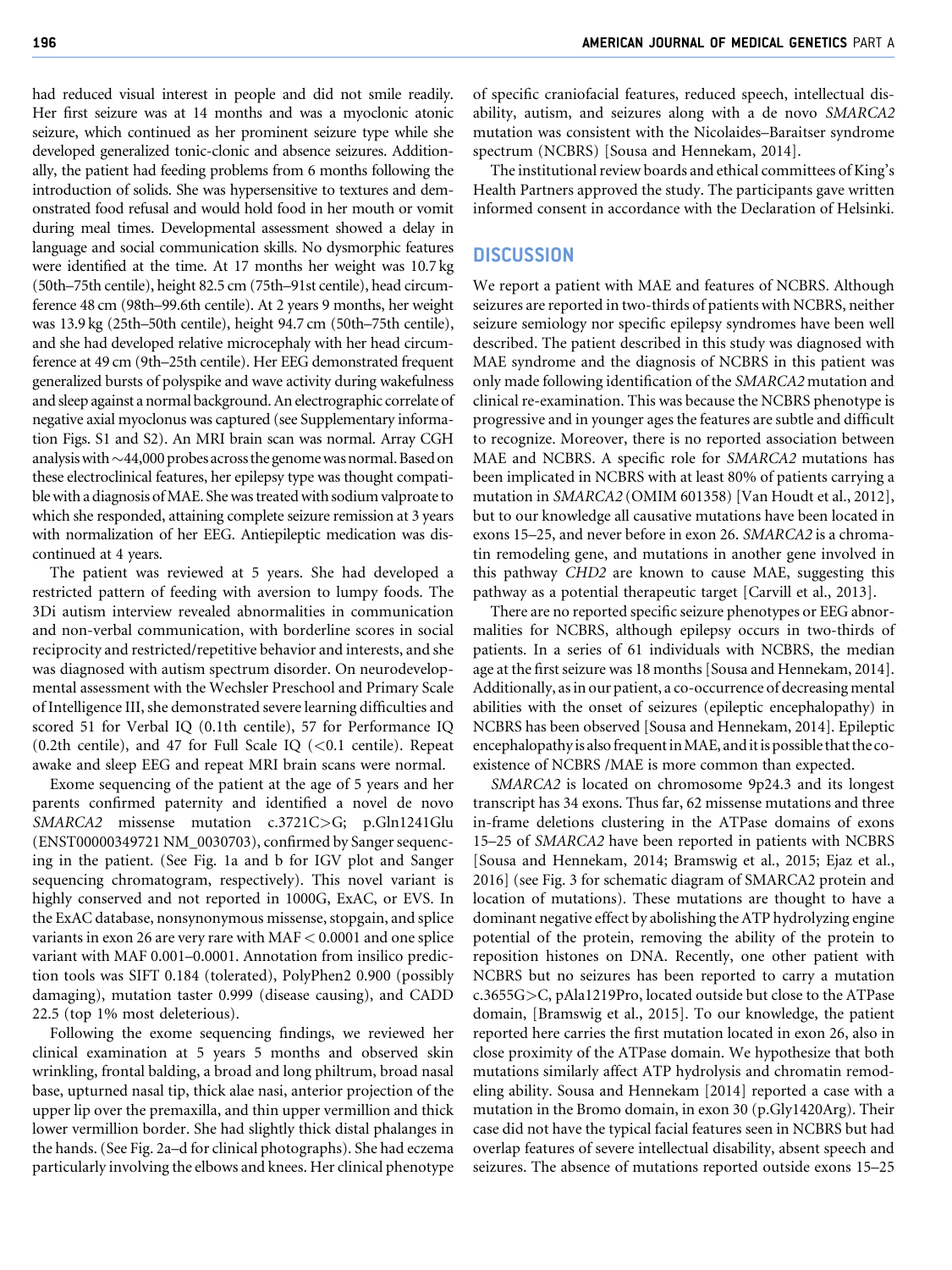had reduced visual interest in people and did not smile readily. Her first seizure was at 14 months and was a myoclonic atonic seizure, which continued as her prominent seizure type while she developed generalized tonic-clonic and absence seizures. Additionally, the patient had feeding problems from 6 months following the introduction of solids. She was hypersensitive to textures and demonstrated food refusal and would hold food in her mouth or vomit during meal times. Developmental assessment showed a delay in language and social communication skills. No dysmorphic features were identified at the time. At 17 months her weight was 10.7 kg (50th–75th centile), height 82.5 cm (75th–91st centile), head circumference 48 cm (98th–99.6th centile). At 2 years 9 months, her weight was 13.9 kg (25th–50th centile), height 94.7 cm (50th–75th centile), and she had developed relative microcephaly with her head circumference at 49 cm (9th–25th centile). Her EEG demonstrated frequent generalized bursts of polyspike and wave activity during wakefulness and sleep against a normal background. An electrographic correlate of negative axial myoclonus was captured (see Supplementary information Figs. S1 and S2). An MRI brain scan was normal. Array CGH analysis with ~44,000 probes across the genome was normal. Based on these electroclinical features, her epilepsy type was thought compatible with a diagnosis of MAE. She was treated with sodium valproate to which she responded, attaining complete seizure remission at 3 years with normalization of her EEG. Antiepileptic medication was discontinued at 4 years.

The patient was reviewed at 5 years. She had developed a restricted pattern of feeding with aversion to lumpy foods. The 3Di autism interview revealed abnormalities in communication and non-verbal communication, with borderline scores in social reciprocity and restricted/repetitive behavior and interests, and she was diagnosed with autism spectrum disorder. On neurodevelopmental assessment with the Wechsler Preschool and Primary Scale of Intelligence III, she demonstrated severe learning difficulties and scored 51 for Verbal IQ (0.1th centile), 57 for Performance IQ (0.2th centile), and 47 for Full Scale IQ (<0.1 centile). Repeat awake and sleep EEG and repeat MRI brain scans were normal.

Exome sequencing of the patient at the age of 5 years and her parents confirmed paternity and identified a novel de novo *SMARCA2* missense mutation c.3721C>G; p.Gln1241Glu (ENST00000349721 NM_0030703), confirmed by Sanger sequencing in the patient. (See Fig. 1a and b for IGV plot and Sanger sequencing chromatogram, respectively). This novel variant is highly conserved and not reported in 1000G, ExAC, or EVS. In the ExAC database, nonsynonymous missense, stopgain, and splice variants in exon 26 are very rare with MAF < 0.0001 and one splice variant with MAF 0.001–0.0001. Annotation from insilico prediction tools was SIFT 0.184 (tolerated), PolyPhen2 0.900 (possibly damaging), mutation taster 0.999 (disease causing), and CADD 22.5 (top 1% most deleterious).

Following the exome sequencing findings, we reviewed her clinical examination at 5 years 5 months and observed skin wrinkling, frontal balding, a broad and long philtrum, broad nasal base, upturned nasal tip, thick alae nasi, anterior projection of the upper lip over the premaxilla, and thin upper vermillion and thick lower vermillion border. She had slightly thick distal phalanges in the hands. (See Fig. 2a–d for clinical photographs). She had eczema particularly involving the elbows and knees. Her clinical phenotype of specific craniofacial features, reduced speech, intellectual disability, autism, and seizures along with a de novo *SMARCA2* mutation was consistent with the Nicolaides–Baraitser syndrome spectrum (NCBRS) [Sousa and Hennekam, 2014].

The institutional review boards and ethical committees of King's Health Partners approved the study. The participants gave written informed consent in accordance with the Declaration of Helsinki.

## DISCUSSION

We report a patient with MAE and features of NCBRS. Although seizures are reported in two-thirds of patients with NCBRS, neither seizure semiology nor specific epilepsy syndromes have been well described. The patient described in this study was diagnosed with MAE syndrome and the diagnosis of NCBRS in this patient was only made following identification of the *SMARCA2* mutation and clinical re-examination. This was because the NCBRS phenotype is progressive and in younger ages the features are subtle and difficult to recognize. Moreover, there is no reported association between MAE and NCBRS. A specific role for *SMARCA2* mutations has been implicated in NCBRS with at least 80% of patients carrying a mutation in *SMARCA2* (OMIM 601358) [Van Houdt et al., 2012], but to our knowledge all causative mutations have been located in exons 15–25, and never before in exon 26. *SMARCA2* is a chromatin remodeling gene, and mutations in another gene involved in this pathway *CHD2* are known to cause MAE, suggesting this pathway as a potential therapeutic target [Carvill et al., 2013].

There are no reported specific seizure phenotypes or EEG abnormalities for NCBRS, although epilepsy occurs in two-thirds of patients. In a series of 61 individuals with NCBRS, the median age at the first seizure was 18 months [Sousa and Hennekam, 2014]. Additionally, as in our patient, a co-occurrence of decreasing mental abilities with the onset of seizures (epileptic encephalopathy) in NCBRS has been observed [Sousa and Hennekam, 2014]. Epileptic encephalopathy is also frequent in MAE, and it is possible that the co-existence of NCBRS /MAE is more common than expected.

*SMARCA2* is located on chromosome 9p24.3 and its longest transcript has 34 exons. Thus far, 62 missense mutations and three in-frame deletions clustering in the ATPase domains of exons 15–25 of *SMARCA2* have been reported in patients with NCBRS [Sousa and Hennekam, 2014; Bramswig et al., 2015; Ejaz et al., 2016] (see Fig. 3 for schematic diagram of SMARCA2 protein and location of mutations). These mutations are thought to have a dominant negative effect by abolishing the ATP hydrolyzing engine potential of the protein, removing the ability of the protein to reposition histones on DNA. Recently, one other patient with NCBRS but no seizures has been reported to carry a mutation c.3655G>C, pAla1219Pro, located outside but close to the ATPase domain, [Bramswig et al., 2015]. To our knowledge, the patient reported here carries the first mutation located in exon 26, also in close proximity of the ATPase domain. We hypothesize that both mutations similarly affect ATP hydrolysis and chromatin remodeling ability. Sousa and Hennekam [2014] reported a case with a mutation in the Bromo domain, in exon 30 (p.Gly1420Arg). Their case did not have the typical facial features seen in NCBRS but had overlap features of severe intellectual disability, absent speech and seizures. The absence of mutations reported outside exons 15–25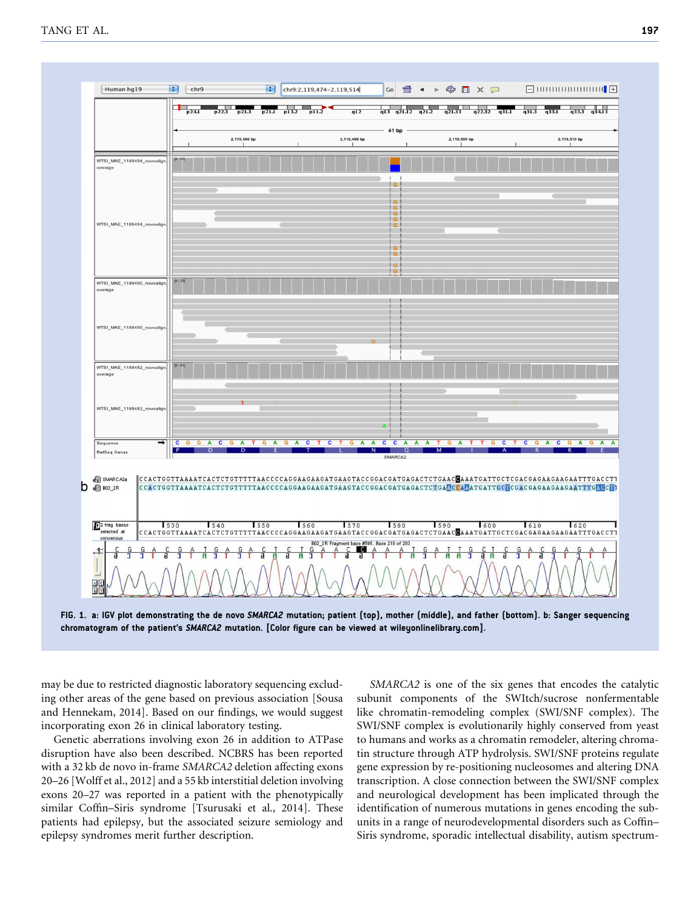FIG. 1. a: IGV plot demonstrating the de novo *SMARCA2* mutation; patient (top), mother (middle), and father (bottom). b: Sanger sequencing chromatogram of the patient's *SMARCA2* mutation. [Color figure can be viewed at wileyonlinelibrary.com].

may be due to restricted diagnostic laboratory sequencing excluding other areas of the gene based on previous association [Sousa and Hennekam, 2014]. Based on our findings, we would suggest incorporating exon 26 in clinical laboratory testing.

Genetic aberrations involving exon 26 in addition to ATPase disruption have also been described. NCBRS has been reported with a 32 kb de novo in-frame *SMARCA2* deletion affecting exons 20–26 [Wolff et al., 2012] and a 55 kb interstitial deletion involving exons 20–27 was reported in a patient with the phenotypically similar Coffin–Siris syndrome [Tsurusaki et al., 2014]. These patients had epilepsy, but the associated seizure semiology and epilepsy syndromes merit further description.

*SMARCA2* is one of the six genes that encodes the catalytic subunit components of the SWItch/sucrose nonfermentable like chromatin-remodeling complex (SWI/SNF complex). The SWI/SNF complex is evolutionarily highly conserved from yeast to humans and works as a chromatin remodeler, altering chromatin structure through ATP hydrolysis. SWI/SNF proteins regulate gene expression by re-positioning nucleosomes and altering DNA transcription. A close connection between the SWI/SNF complex and neurological development has been implicated through the identification of numerous mutations in genes encoding the subunits in a range of neurodevelopmental disorders such as Coffin–Siris syndrome, sporadic intellectual disability, autism spectrum-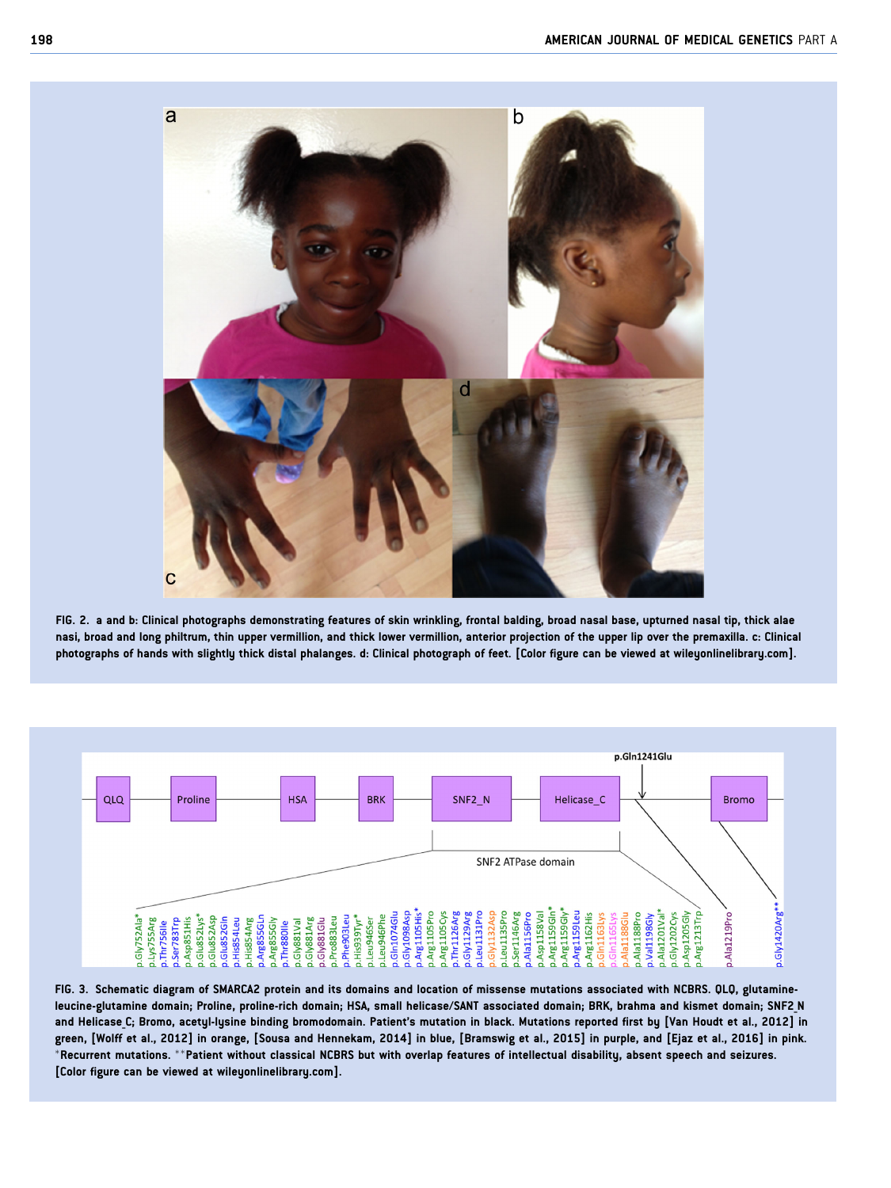FIG. 2. a and b: Clinical photographs demonstrating features of skin wrinkling, frontal balding, broad nasal base, upturned nasal tip, thick alae nasi, broad and long philtrum, thin upper vermillion, and thick lower vermillion, anterior projection of the upper lip over the premaxilla. c: Clinical photographs of hands with slightly thick distal phalanges. d: Clinical photograph of feet. [Color figure can be viewed at wileyonlinelibrary.com].

FIG. 3. Schematic diagram of SMARCA2 protein and its domains and location of missense mutations associated with NCBRS. QLQ, glutamine-leucine-glutamine domain; Proline, proline-rich domain; HSA, small helicase/SANT associated domain; BRK, brahma and kismet domain; SNF2_N and Helicase_C; Bromo, acetyl-lysine binding bromodomain. Patient's mutation in black. Mutations reported first by [Van Houdt et al., 2012] in green, [Wolff et al., 2012] in orange, [Sousa and Hennekam, 2014] in blue, [Bramswig et al., 2015] in purple, and [Ejaz et al., 2016] in pink. *Recurrent mutations. **Patient without classical NCBRS but with overlap features of intellectual disability, absent speech and seizures. [Color figure can be viewed at wileyonlinelibrary.com].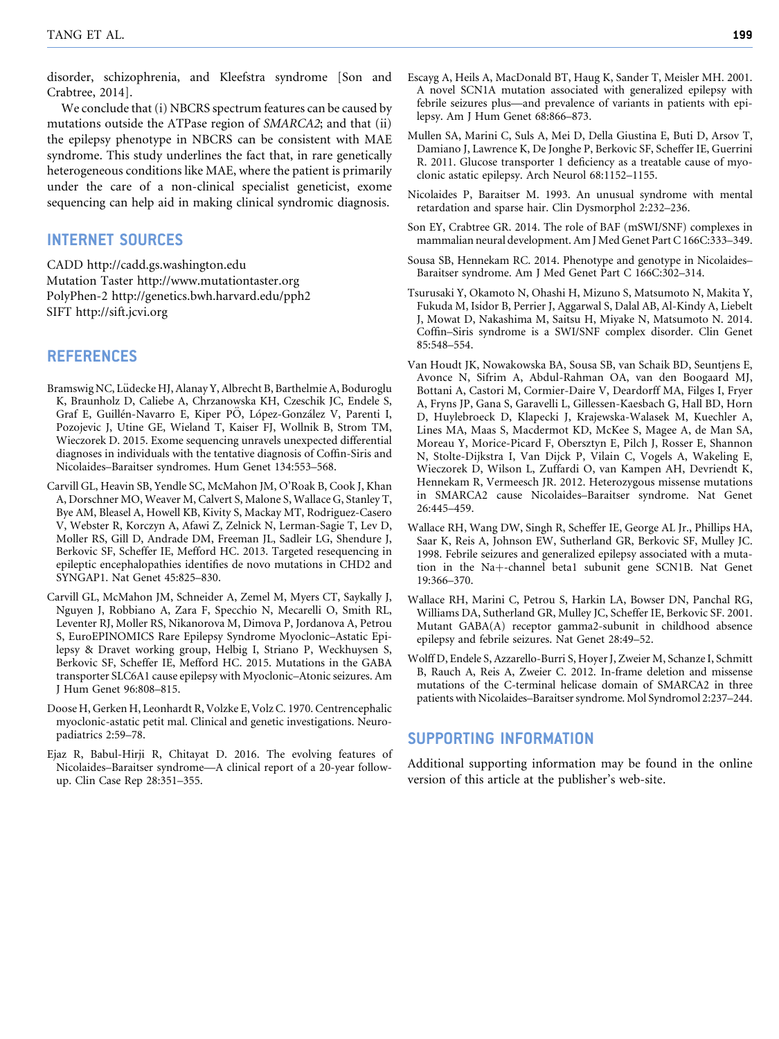disorder, schizophrenia, and Kleefstra syndrome [Son and Crabtree, 2014].

We conclude that (i) NBCRS spectrum features can be caused by mutations outside the ATPase region of *SMARCA2*; and that (ii) the epilepsy phenotype in NBCRS can be consistent with MAE syndrome. This study underlines the fact that, in rare genetically heterogeneous conditions like MAE, where the patient is primarily under the care of a non-clinical specialist geneticist, exome sequencing can help aid in making clinical syndromic diagnosis.

## INTERNET SOURCES

CADD http://cadd.gs.washington.edu
Mutation Taster http://www.mutationtaster.org
PolyPhen-2 http://genetics.bwh.harvard.edu/pph2
SIFT http://sift.jcvi.org

## REFERENCES

Bramswig NC, Lüdecke HJ, Alanay Y, Albrecht B, Barthelmie A, Boduroglu K, Braunholz D, Caliebe A, Chrzanowska KH, Czeschik JC, Endele S, Graf E, Guillén-Navarro E, Kiper PÖ, López-González V, Parenti I, Pozojevic J, Utine GE, Wieland T, Kaiser FJ, Wollnik B, Strom TM, Wieczorek D. 2015. Exome sequencing unravels unexpected differential diagnoses in individuals with the tentative diagnosis of Coffin-Siris and Nicolaides–Baraitser syndromes. Hum Genet 134:553–568.

Carvill GL, Heavin SB, Yendle SC, McMahon JM, O'Roak B, Cook J, Khan A, Dorschner MO, Weaver M, Calvert S, Malone S, Wallace G, Stanley T, Bye AM, Bleasel A, Howell KB, Kivity S, Mackay MT, Rodriguez-Casero V, Webster R, Korczyn A, Afawi Z, Zelnick N, Lerman-Sagie T, Lev D, Moller RS, Gill D, Andrade DM, Freeman JL, Sadleir LG, Shendure J, Berkovic SF, Scheffer IE, Mefford HC. 2013. Targeted resequencing in epileptic encephalopathies identifies de novo mutations in CHD2 and SYNGAP1. Nat Genet 45:825–830.

Carvill GL, McMahon JM, Schneider A, Zemel M, Myers CT, Saykally J, Nguyen J, Robbiano A, Zara F, Specchio N, Mecarelli O, Smith RL, Leventer RJ, Moller RS, Nikanorova M, Dimova P, Jordanova A, Petrou S, EuroEPINOMICS Rare Epilepsy Syndrome Myoclonic–Astatic Epilepsy & Dravet working group, Helbig I, Striano P, Weckhuysen S, Berkovic SF, Scheffer IE, Mefford HC. 2015. Mutations in the GABA transporter SLC6A1 cause epilepsy with Myoclonic–Atonic seizures. Am J Hum Genet 96:808–815.

Doose H, Gerken H, Leonhardt R, Volzke E, Volz C. 1970. Centrencephalic myoclonic-astatic petit mal. Clinical and genetic investigations. Neuropadiatrics 2:59–78.

Ejaz R, Babul-Hirji R, Chitayat D. 2016. The evolving features of Nicolaides–Baraitser syndrome—A clinical report of a 20-year follow-up. Clin Case Rep 28:351–355.

Escayg A, Heils A, MacDonald BT, Haug K, Sander T, Meisler MH. 2001. A novel SCN1A mutation associated with generalized epilepsy with febrile seizures plus—and prevalence of variants in patients with epilepsy. Am J Hum Genet 68:866–873.

Mullen SA, Marini C, Suls A, Mei D, Della Giustina E, Buti D, Arsov T, Damiano J, Lawrence K, De Jonghe P, Berkovic SF, Scheffer IE, Guerrini R. 2011. Glucose transporter 1 deficiency as a treatable cause of myoclonic astatic epilepsy. Arch Neurol 68:1152–1155.

Nicolaides P, Baraitser M. 1993. An unusual syndrome with mental retardation and sparse hair. Clin Dysmorphol 2:232–236.

Son EY, Crabtree GR. 2014. The role of BAF (mSWI/SNF) complexes in mammalian neural development. Am J Med Genet Part C 166C:333–349.

Sousa SB, Hennekam RC. 2014. Phenotype and genotype in Nicolaides–Baraitser syndrome. Am J Med Genet Part C 166C:302–314.

Tsurusaki Y, Okamoto N, Ohashi H, Mizuno S, Matsumoto N, Makita Y, Fukuda M, Isidor B, Perrier J, Aggarwal S, Dalal AB, Al-Kindy A, Liebelt J, Mowat D, Nakashima M, Saitsu H, Miyake N, Matsumoto N. 2014. Coffin–Siris syndrome is a SWI/SNF complex disorder. Clin Genet 85:548–554.

Van Houdt JK, Nowakowska BA, Sousa SB, van Schaik BD, Seuntjens E, Avonce N, Sifrim A, Abdul-Rahman OA, van den Boogaard MJ, Bottani A, Castori M, Cormier-Daire V, Deardorff MA, Filges I, Fryer A, Fryns JP, Gana S, Garavelli L, Gillessen-Kaesbach G, Hall BD, Horn D, Huylebroeck D, Klapecki J, Krajewska-Walasek M, Kuechler A, Lines MA, Maas S, Macdermot KD, McKee S, Magee A, de Man SA, Moreau Y, Morice-Picard F, Obersztyn E, Pilch J, Rosser E, Shannon N, Stolte-Dijkstra I, Van Dijck P, Vilain C, Vogels A, Wakeling E, Wieczorek D, Wilson L, Zuffardi O, van Kampen AH, Devriendt K, Hennekam R, Vermeesch JR. 2012. Heterozygous missense mutations in SMARCA2 cause Nicolaides–Baraitser syndrome. Nat Genet 26:445–459.

Wallace RH, Wang DW, Singh R, Scheffer IE, George AL Jr., Phillips HA, Saar K, Reis A, Johnson EW, Sutherland GR, Berkovic SF, Mulley JC. 1998. Febrile seizures and generalized epilepsy associated with a mutation in the Na+-channel beta1 subunit gene SCN1B. Nat Genet 19:366–370.

Wallace RH, Marini C, Petrou S, Harkin LA, Bowser DN, Panchal RG, Williams DA, Sutherland GR, Mulley JC, Scheffer IE, Berkovic SF. 2001. Mutant GABA(A) receptor gamma2-subunit in childhood absence epilepsy and febrile seizures. Nat Genet 28:49–52.

Wolff D, Endele S, Azzarello-Burri S, Hoyer J, Zweier M, Schanze I, Schmitt B, Rauch A, Reis A, Zweier C. 2012. In-frame deletion and missense mutations of the C-terminal helicase domain of SMARCA2 in three patients with Nicolaides–Baraitser syndrome. Mol Syndromol 2:237–244.

## SUPPORTING INFORMATION

Additional supporting information may be found in the online version of this article at the publisher's web-site.